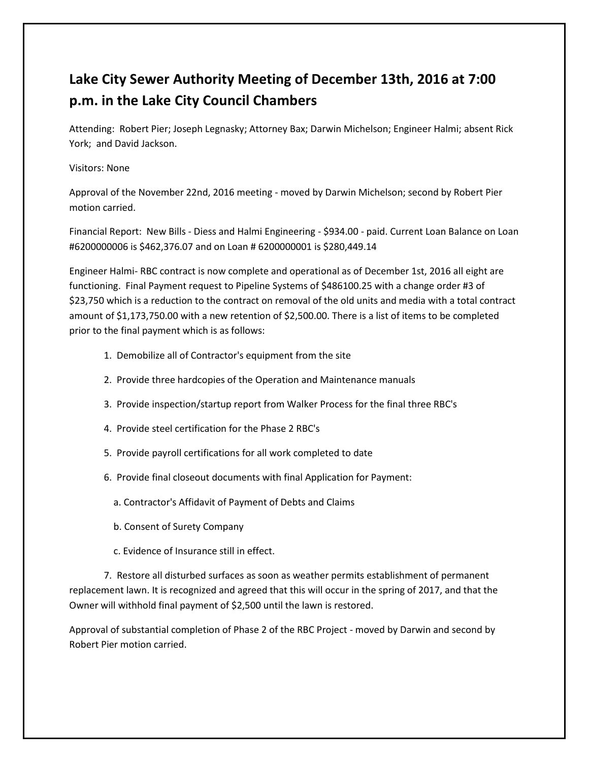## Lake City Sewer Authority Meeting of December 13th, 2016 at 7:00 p.m. in the Lake City Council Chambers

Attending: Robert Pier; Joseph Legnasky; Attorney Bax; Darwin Michelson; Engineer Halmi; absent Rick York; and David Jackson.

Visitors: None

Approval of the November 22nd, 2016 meeting - moved by Darwin Michelson; second by Robert Pier motion carried.

Financial Report: New Bills - Diess and Halmi Engineering - $934.00 - paid. Current Loan Balance on Loan #6200000006 is $462,376.07 and on Loan # 6200000001 is $280,449.14

Engineer Halmi- RBC contract is now complete and operational as of December 1st, 2016 all eight are functioning. Final Payment request to Pipeline Systems of $486100.25 with a change order #3 of $23,750 which is a reduction to the contract on removal of the old units and media with a total contract amount of $1,173,750.00 with a new retention of $2,500.00. There is a list of items to be completed prior to the final payment which is as follows:

1. Demobilize all of Contractor's equipment from the site
2. Provide three hardcopies of the Operation and Maintenance manuals
3. Provide inspection/startup report from Walker Process for the final three RBC's
4. Provide steel certification for the Phase 2 RBC's
5. Provide payroll certifications for all work completed to date
6. Provide final closeout documents with final Application for Payment:
   a. Contractor's Affidavit of Payment of Debts and Claims
   b. Consent of Surety Company
   c. Evidence of Insurance still in effect.
7. Restore all disturbed surfaces as soon as weather permits establishment of permanent replacement lawn. It is recognized and agreed that this will occur in the spring of 2017, and that the Owner will withhold final payment of $2,500 until the lawn is restored.

Approval of substantial completion of Phase 2 of the RBC Project - moved by Darwin and second by Robert Pier motion carried.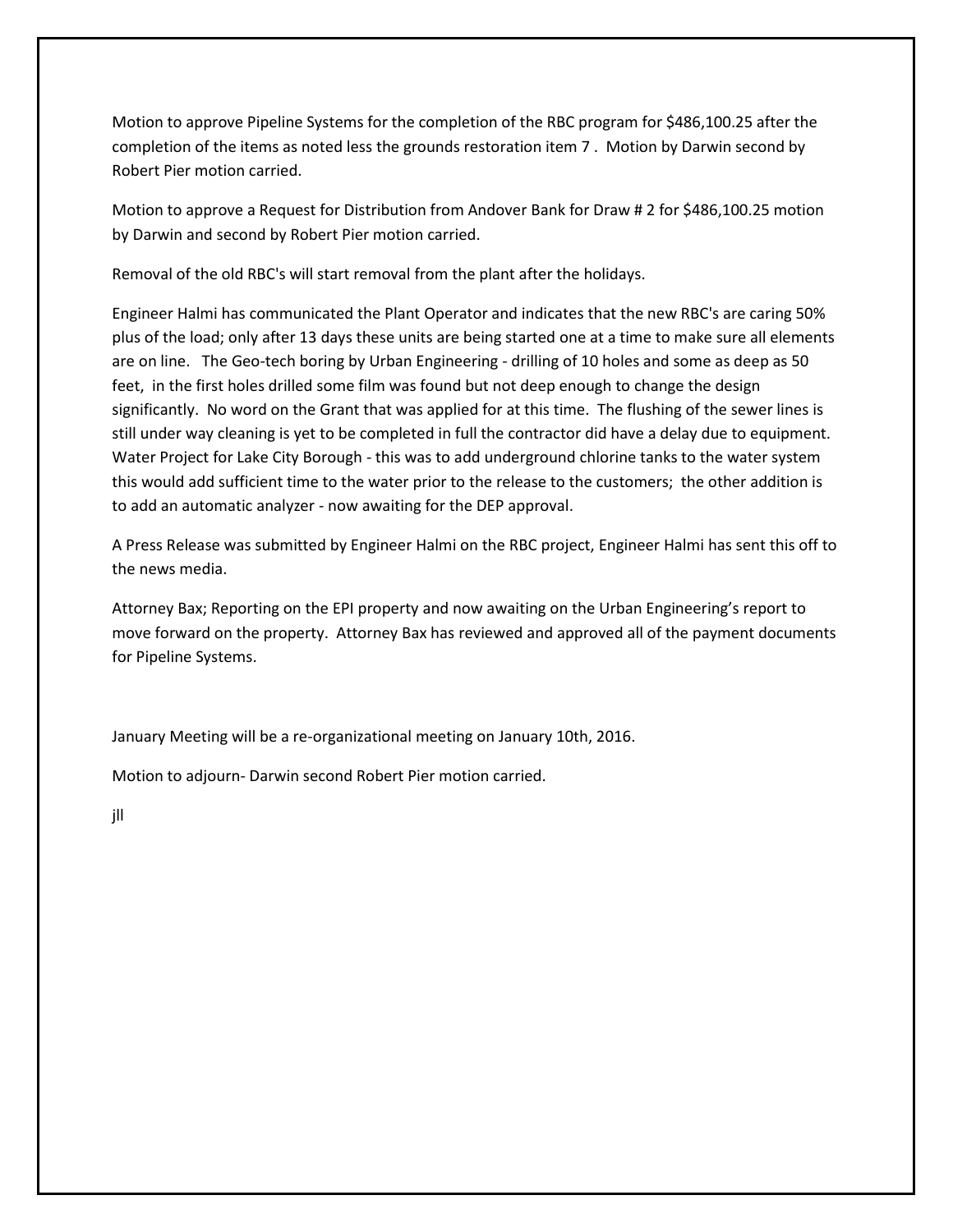Motion to approve Pipeline Systems for the completion of the RBC program for $486,100.25 after the completion of the items as noted less the grounds restoration item 7 . Motion by Darwin second by Robert Pier motion carried.

Motion to approve a Request for Distribution from Andover Bank for Draw # 2 for $486,100.25 motion by Darwin and second by Robert Pier motion carried.

Removal of the old RBC's will start removal from the plant after the holidays.

Engineer Halmi has communicated the Plant Operator and indicates that the new RBC's are caring 50% plus of the load; only after 13 days these units are being started one at a time to make sure all elements are on line. The Geo-tech boring by Urban Engineering - drilling of 10 holes and some as deep as 50 feet, in the first holes drilled some film was found but not deep enough to change the design significantly. No word on the Grant that was applied for at this time. The flushing of the sewer lines is still under way cleaning is yet to be completed in full the contractor did have a delay due to equipment. Water Project for Lake City Borough - this was to add underground chlorine tanks to the water system this would add sufficient time to the water prior to the release to the customers; the other addition is to add an automatic analyzer - now awaiting for the DEP approval.

A Press Release was submitted by Engineer Halmi on the RBC project, Engineer Halmi has sent this off to the news media.

Attorney Bax; Reporting on the EPI property and now awaiting on the Urban Engineering's report to move forward on the property. Attorney Bax has reviewed and approved all of the payment documents for Pipeline Systems.

January Meeting will be a re-organizational meeting on January 10th, 2016.

Motion to adjourn- Darwin second Robert Pier motion carried.

jll